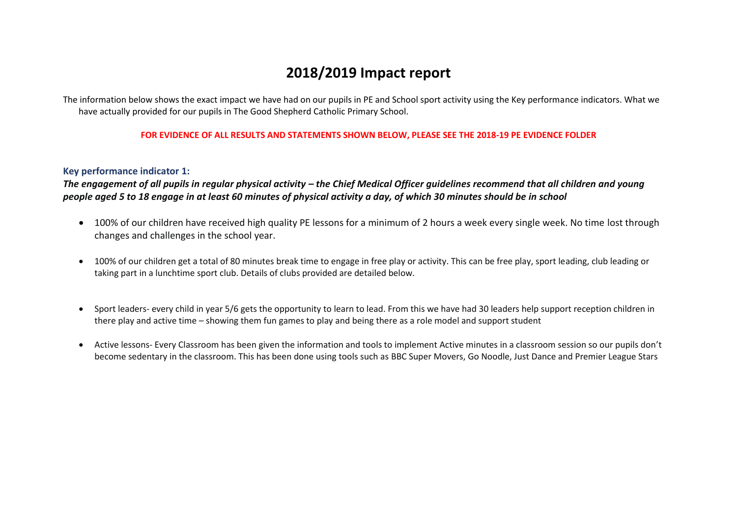# 2018/2019 Impact report

The information below shows the exact impact we have had on our pupils in PE and School sport activity using the Key performance indicators. What we have actually provided for our pupils in The Good Shepherd Catholic Primary School.

**FOR EVIDENCE OF ALL RESULTS AND STATEMENTS SHOWN BELOW, PLEASE SEE THE 2018-19 PE EVIDENCE FOLDER**

### Key performance indicator 1:

***The engagement of all pupils in regular physical activity – the Chief Medical Officer guidelines recommend that all children and young people aged 5 to 18 engage in at least 60 minutes of physical activity a day, of which 30 minutes should be in school***

- 100% of our children have received high quality PE lessons for a minimum of 2 hours a week every single week. No time lost through changes and challenges in the school year.
- 100% of our children get a total of 80 minutes break time to engage in free play or activity. This can be free play, sport leading, club leading or taking part in a lunchtime sport club. Details of clubs provided are detailed below.
- Sport leaders- every child in year 5/6 gets the opportunity to learn to lead. From this we have had 30 leaders help support reception children in there play and active time – showing them fun games to play and being there as a role model and support student
- Active lessons- Every Classroom has been given the information and tools to implement Active minutes in a classroom session so our pupils don't become sedentary in the classroom. This has been done using tools such as BBC Super Movers, Go Noodle, Just Dance and Premier League Stars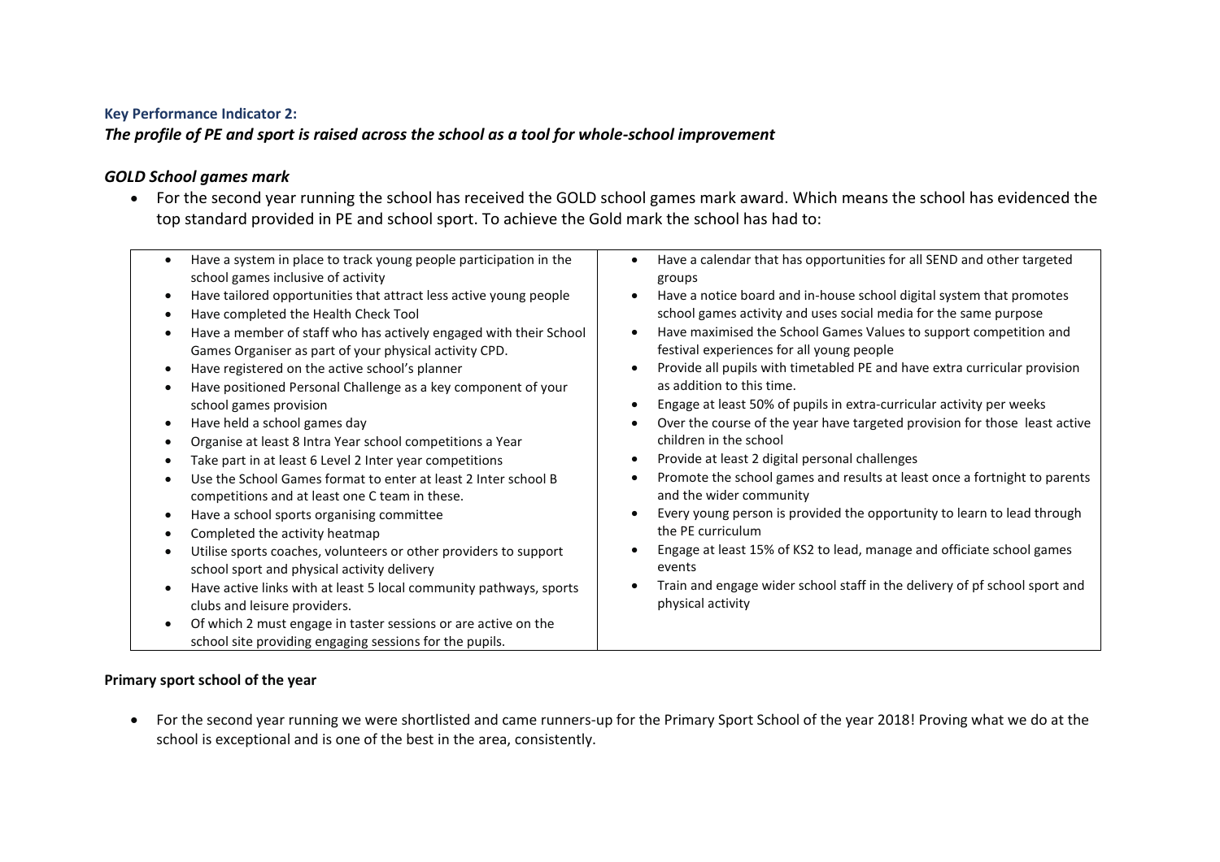**Key Performance Indicator 2:**

***The profile of PE and sport is raised across the school as a tool for whole-school improvement***

### *GOLD School games mark*

- For the second year running the school has received the GOLD school games mark award. Which means the school has evidenced the top standard provided in PE and school sport. To achieve the Gold mark the school has had to:

| | |
|---|---|
| • Have a system in place to track young people participation in the school games inclusive of activity<br>• Have tailored opportunities that attract less active young people<br>• Have completed the Health Check Tool<br>• Have a member of staff who has actively engaged with their School Games Organiser as part of your physical activity CPD.<br>• Have registered on the active school's planner<br>• Have positioned Personal Challenge as a key component of your school games provision<br>• Have held a school games day<br>• Organise at least 8 Intra Year school competitions a Year<br>• Take part in at least 6 Level 2 Inter year competitions<br>• Use the School Games format to enter at least 2 Inter school B competitions and at least one C team in these.<br>• Have a school sports organising committee<br>• Completed the activity heatmap<br>• Utilise sports coaches, volunteers or other providers to support school sport and physical activity delivery<br>• Have active links with at least 5 local community pathways, sports clubs and leisure providers.<br>• Of which 2 must engage in taster sessions or are active on the school site providing engaging sessions for the pupils. | • Have a calendar that has opportunities for all SEND and other targeted groups<br>• Have a notice board and in-house school digital system that promotes school games activity and uses social media for the same purpose<br>• Have maximised the School Games Values to support competition and festival experiences for all young people<br>• Provide all pupils with timetabled PE and have extra curricular provision as addition to this time.<br>• Engage at least 50% of pupils in extra-curricular activity per weeks<br>• Over the course of the year have targeted provision for those least active children in the school<br>• Provide at least 2 digital personal challenges<br>• Promote the school games and results at least once a fortnight to parents and the wider community<br>• Every young person is provided the opportunity to learn to lead through the PE curriculum<br>• Engage at least 15% of KS2 to lead, manage and officiate school games events<br>• Train and engage wider school staff in the delivery of pf school sport and physical activity |

**Primary sport school of the year**

- For the second year running we were shortlisted and came runners-up for the Primary Sport School of the year 2018! Proving what we do at the school is exceptional and is one of the best in the area, consistently.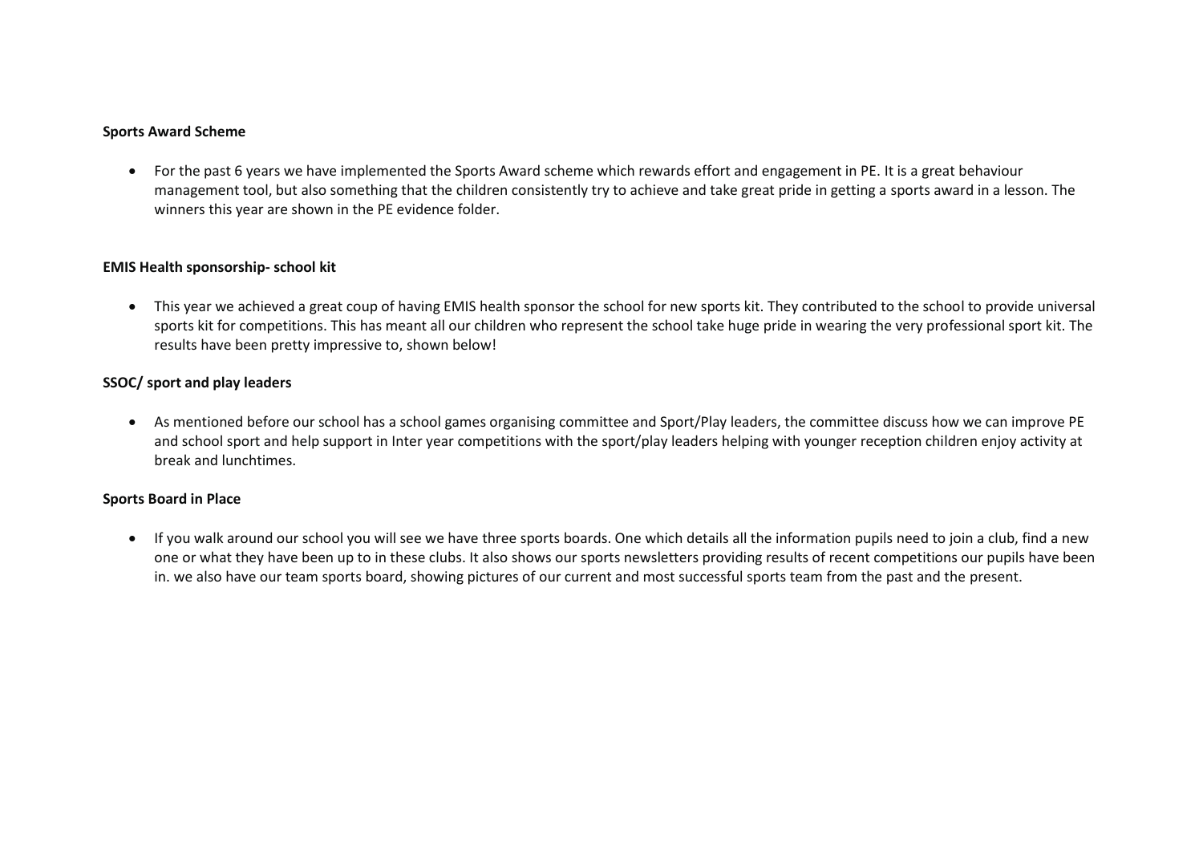**Sports Award Scheme**

- For the past 6 years we have implemented the Sports Award scheme which rewards effort and engagement in PE. It is a great behaviour management tool, but also something that the children consistently try to achieve and take great pride in getting a sports award in a lesson. The winners this year are shown in the PE evidence folder.

**EMIS Health sponsorship- school kit**

- This year we achieved a great coup of having EMIS health sponsor the school for new sports kit. They contributed to the school to provide universal sports kit for competitions. This has meant all our children who represent the school take huge pride in wearing the very professional sport kit. The results have been pretty impressive to, shown below!

**SSOC/ sport and play leaders**

- As mentioned before our school has a school games organising committee and Sport/Play leaders, the committee discuss how we can improve PE and school sport and help support in Inter year competitions with the sport/play leaders helping with younger reception children enjoy activity at break and lunchtimes.

**Sports Board in Place**

- If you walk around our school you will see we have three sports boards. One which details all the information pupils need to join a club, find a new one or what they have been up to in these clubs. It also shows our sports newsletters providing results of recent competitions our pupils have been in. we also have our team sports board, showing pictures of our current and most successful sports team from the past and the present.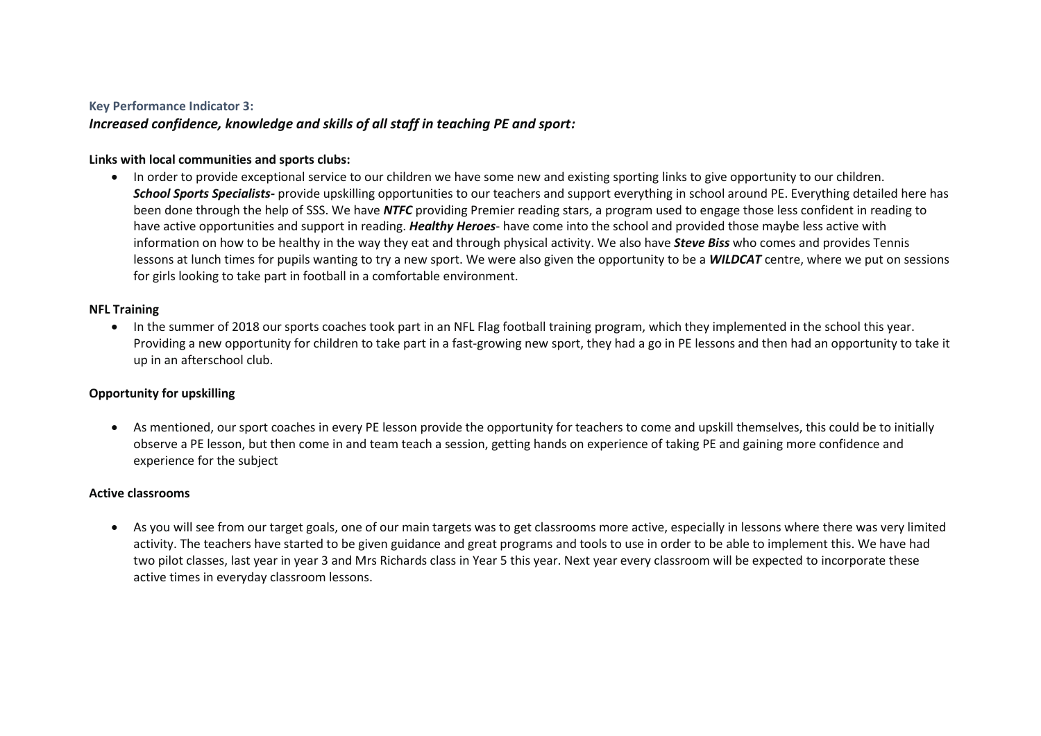**Key Performance Indicator 3:**

***Increased confidence, knowledge and skills of all staff in teaching PE and sport:***

**Links with local communities and sports clubs:**

- In order to provide exceptional service to our children we have some new and existing sporting links to give opportunity to our children. ***School Sports Specialists-*** provide upskilling opportunities to our teachers and support everything in school around PE. Everything detailed here has been done through the help of SSS. We have ***NTFC*** providing Premier reading stars, a program used to engage those less confident in reading to have active opportunities and support in reading. ***Healthy Heroes***- have come into the school and provided those maybe less active with information on how to be healthy in the way they eat and through physical activity. We also have ***Steve Biss*** who comes and provides Tennis lessons at lunch times for pupils wanting to try a new sport. We were also given the opportunity to be a ***WILDCAT*** centre, where we put on sessions for girls looking to take part in football in a comfortable environment.

**NFL Training**

- In the summer of 2018 our sports coaches took part in an NFL Flag football training program, which they implemented in the school this year. Providing a new opportunity for children to take part in a fast-growing new sport, they had a go in PE lessons and then had an opportunity to take it up in an afterschool club.

**Opportunity for upskilling**

- As mentioned, our sport coaches in every PE lesson provide the opportunity for teachers to come and upskill themselves, this could be to initially observe a PE lesson, but then come in and team teach a session, getting hands on experience of taking PE and gaining more confidence and experience for the subject

**Active classrooms**

- As you will see from our target goals, one of our main targets was to get classrooms more active, especially in lessons where there was very limited activity. The teachers have started to be given guidance and great programs and tools to use in order to be able to implement this. We have had two pilot classes, last year in year 3 and Mrs Richards class in Year 5 this year. Next year every classroom will be expected to incorporate these active times in everyday classroom lessons.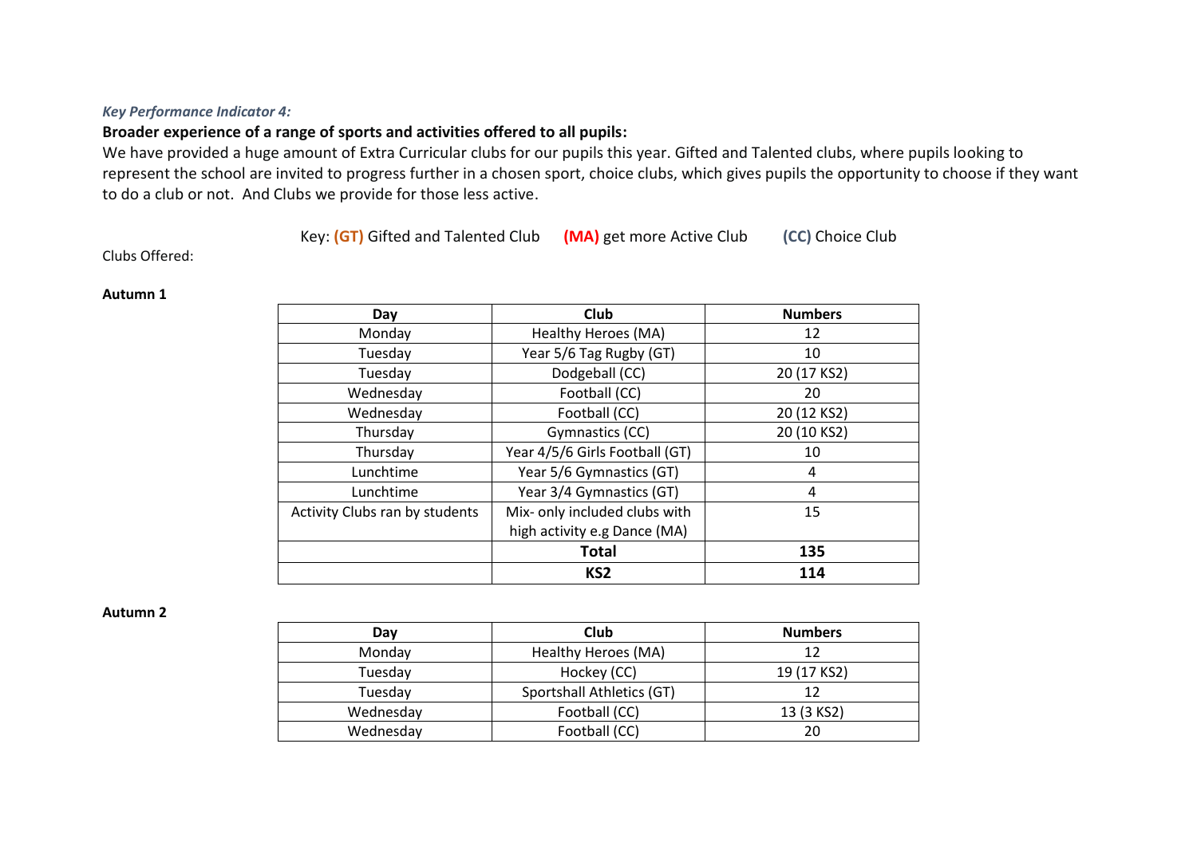*Key Performance Indicator 4:*

**Broader experience of a range of sports and activities offered to all pupils:**

We have provided a huge amount of Extra Curricular clubs for our pupils this year. Gifted and Talented clubs, where pupils looking to represent the school are invited to progress further in a chosen sport, choice clubs, which gives pupils the opportunity to choose if they want to do a club or not. And Clubs we provide for those less active.

Key: **(GT)** Gifted and Talented Club **(MA)** get more Active Club **(CC)** Choice Club

Clubs Offered:

**Autumn 1**

| Day | Club | Numbers |
|---|---|---|
| Monday | Healthy Heroes (MA) | 12 |
| Tuesday | Year 5/6 Tag Rugby (GT) | 10 |
| Tuesday | Dodgeball (CC) | 20 (17 KS2) |
| Wednesday | Football (CC) | 20 |
| Wednesday | Football (CC) | 20 (12 KS2) |
| Thursday | Gymnastics (CC) | 20 (10 KS2) |
| Thursday | Year 4/5/6 Girls Football (GT) | 10 |
| Lunchtime | Year 5/6 Gymnastics (GT) | 4 |
| Lunchtime | Year 3/4 Gymnastics (GT) | 4 |
| Activity Clubs ran by students | Mix- only included clubs with high activity e.g Dance (MA) | 15 |
| | **Total** | **135** |
| | **KS2** | **114** |

**Autumn 2**

| Day | Club | Numbers |
|---|---|---|
| Monday | Healthy Heroes (MA) | 12 |
| Tuesday | Hockey (CC) | 19 (17 KS2) |
| Tuesday | Sportshall Athletics (GT) | 12 |
| Wednesday | Football (CC) | 13 (3 KS2) |
| Wednesday | Football (CC) | 20 |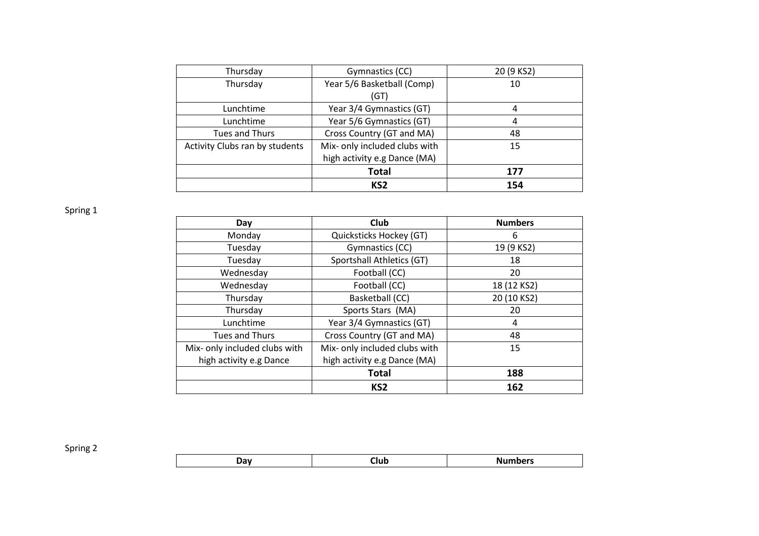| | | |
|---|---|---|
| Thursday | Gymnastics (CC) | 20 (9 KS2) |
| Thursday | Year 5/6 Basketball (Comp) (GT) | 10 |
| Lunchtime | Year 3/4 Gymnastics (GT) | 4 |
| Lunchtime | Year 5/6 Gymnastics (GT) | 4 |
| Tues and Thurs | Cross Country (GT and MA) | 48 |
| Activity Clubs ran by students | Mix- only included clubs with high activity e.g Dance (MA) | 15 |
| | **Total** | **177** |
| | **KS2** | **154** |

Spring 1

| Day | Club | Numbers |
|---|---|---|
| Monday | Quicksticks Hockey (GT) | 6 |
| Tuesday | Gymnastics (CC) | 19 (9 KS2) |
| Tuesday | Sportshall Athletics (GT) | 18 |
| Wednesday | Football (CC) | 20 |
| Wednesday | Football (CC) | 18 (12 KS2) |
| Thursday | Basketball (CC) | 20 (10 KS2) |
| Thursday | Sports Stars (MA) | 20 |
| Lunchtime | Year 3/4 Gymnastics (GT) | 4 |
| Tues and Thurs | Cross Country (GT and MA) | 48 |
| Mix- only included clubs with high activity e.g Dance | Mix- only included clubs with high activity e.g Dance (MA) | 15 |
| | **Total** | **188** |
| | **KS2** | **162** |

Spring 2

| Day | Club | Numbers |
|---|---|---|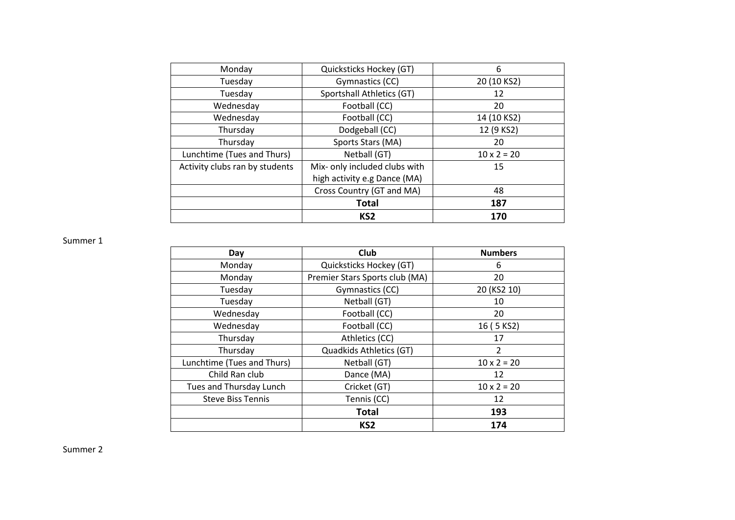| | | |
|---|---|---|
| Monday | Quicksticks Hockey (GT) | 6 |
| Tuesday | Gymnastics (CC) | 20 (10 KS2) |
| Tuesday | Sportshall Athletics (GT) | 12 |
| Wednesday | Football (CC) | 20 |
| Wednesday | Football (CC) | 14 (10 KS2) |
| Thursday | Dodgeball (CC) | 12 (9 KS2) |
| Thursday | Sports Stars (MA) | 20 |
| Lunchtime (Tues and Thurs) | Netball (GT) | 10 x 2 = 20 |
| Activity clubs ran by students | Mix- only included clubs with high activity e.g Dance (MA) | 15 |
| | Cross Country (GT and MA) | 48 |
| | **Total** | **187** |
| | **KS2** | **170** |

Summer 1

| Day | Club | Numbers |
|---|---|---|
| Monday | Quicksticks Hockey (GT) | 6 |
| Monday | Premier Stars Sports club (MA) | 20 |
| Tuesday | Gymnastics (CC) | 20 (KS2 10) |
| Tuesday | Netball (GT) | 10 |
| Wednesday | Football (CC) | 20 |
| Wednesday | Football (CC) | 16 ( 5 KS2) |
| Thursday | Athletics (CC) | 17 |
| Thursday | Quadkids Athletics (GT) | 2 |
| Lunchtime (Tues and Thurs) | Netball (GT) | 10 x 2 = 20 |
| Child Ran club | Dance (MA) | 12 |
| Tues and Thursday Lunch | Cricket (GT) | 10 x 2 = 20 |
| Steve Biss Tennis | Tennis (CC) | 12 |
| | **Total** | **193** |
| | **KS2** | **174** |

Summer 2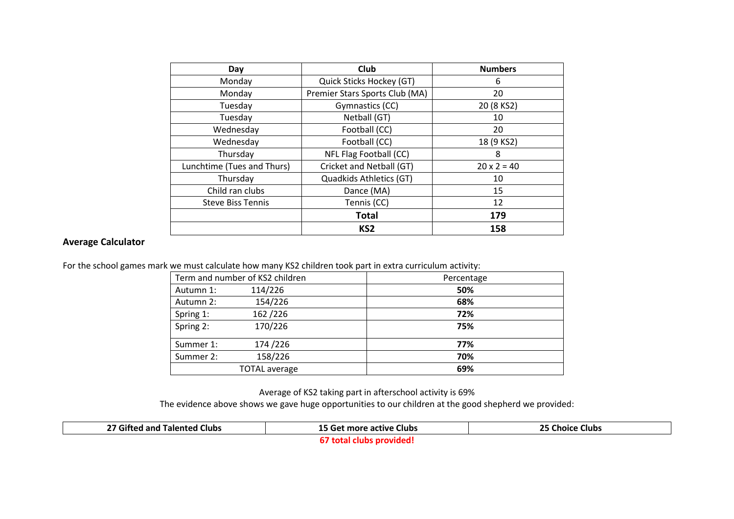| Day | Club | Numbers |
|---|---|---|
| Monday | Quick Sticks Hockey (GT) | 6 |
| Monday | Premier Stars Sports Club (MA) | 20 |
| Tuesday | Gymnastics (CC) | 20 (8 KS2) |
| Tuesday | Netball (GT) | 10 |
| Wednesday | Football (CC) | 20 |
| Wednesday | Football (CC) | 18 (9 KS2) |
| Thursday | NFL Flag Football (CC) | 8 |
| Lunchtime (Tues and Thurs) | Cricket and Netball (GT) | 20 x 2 = 40 |
| Thursday | Quadkids Athletics (GT) | 10 |
| Child ran clubs | Dance (MA) | 15 |
| Steve Biss Tennis | Tennis (CC) | 12 |
| | **Total** | **179** |
| | **KS2** | **158** |

**Average Calculator**

For the school games mark we must calculate how many KS2 children took part in extra curriculum activity:

| Term and number of KS2 children | Percentage |
|---|---|
| Autumn 1: 114/226 | **50%** |
| Autumn 2: 154/226 | **68%** |
| Spring 1: 162 /226 | **72%** |
| Spring 2: 170/226 | **75%** |
| Summer 1: 174 /226 | **77%** |
| Summer 2: 158/226 | **70%** |
| TOTAL average | **69%** |

Average of KS2 taking part in afterschool activity is 69%

The evidence above shows we gave huge opportunities to our children at the good shepherd we provided:

| **27 Gifted and Talented Clubs** | **15 Get more active Clubs** | **25 Choice Clubs** |
|---|---|---|

**67 total clubs provided!**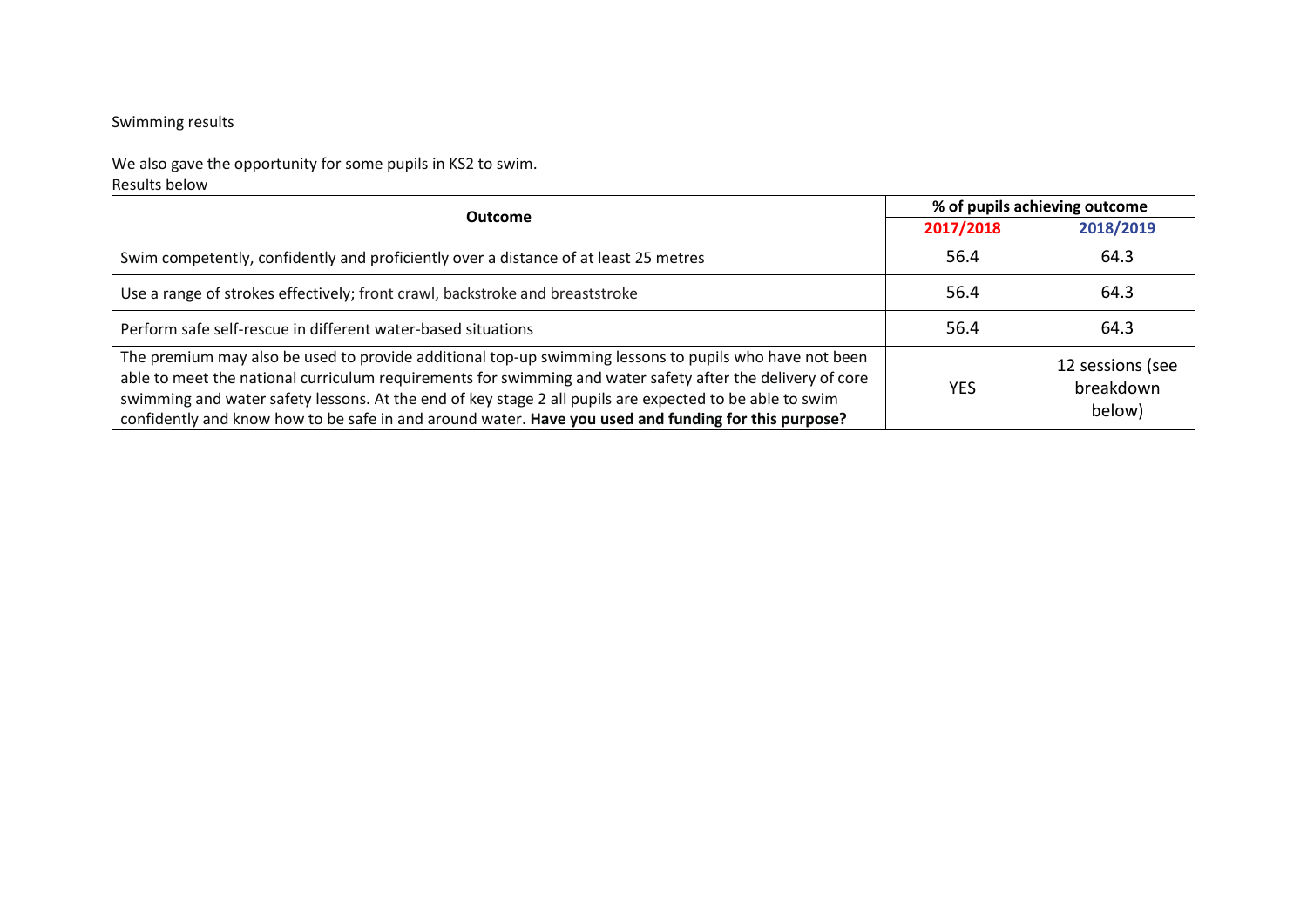Swimming results

We also gave the opportunity for some pupils in KS2 to swim.
Results below

| Outcome | % of pupils achieving outcome | |
|---|---|---|
| | 2017/2018 | 2018/2019 |
| Swim competently, confidently and proficiently over a distance of at least 25 metres | 56.4 | 64.3 |
| Use a range of strokes effectively; front crawl, backstroke and breaststroke | 56.4 | 64.3 |
| Perform safe self-rescue in different water-based situations | 56.4 | 64.3 |
| The premium may also be used to provide additional top-up swimming lessons to pupils who have not been able to meet the national curriculum requirements for swimming and water safety after the delivery of core swimming and water safety lessons. At the end of key stage 2 all pupils are expected to be able to swim confidently and know how to be safe in and around water. **Have you used and funding for this purpose?** | YES | 12 sessions (see breakdown below) |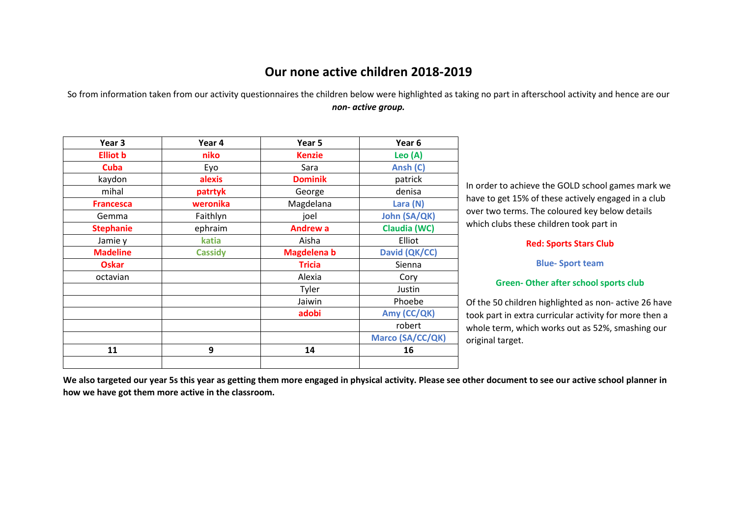# Our none active children 2018-2019

So from information taken from our activity questionnaires the children below were highlighted as taking no part in afterschool activity and hence are our ***non- active group.***

| Year 3 | Year 4 | Year 5 | Year 6 |
|---|---|---|---|
| **Elliot b** | **niko** | **Kenzie** | **Leo (A)** |
| **Cuba** | Eyo | Sara | **Ansh (C)** |
| kaydon | **alexis** | **Dominik** | patrick |
| mihal | **patrtyk** | George | denisa |
| **Francesca** | **weronika** | Magdelana | **Lara (N)** |
| Gemma | Faithlyn | joel | **John (SA/QK)** |
| **Stephanie** | ephraim | **Andrew a** | **Claudia (WC)** |
| Jamie y | **katia** | Aisha | Elliot |
| **Madeline** | **Cassidy** | **Magdelena b** | **David (QK/CC)** |
| **Oskar** | | **Tricia** | Sienna |
| octavian | | Alexia | Cory |
| | | Tyler | Justin |
| | | Jaiwin | Phoebe |
| | | **adobi** | **Amy (CC/QK)** |
| | | | robert |
| | | | **Marco (SA/CC/QK)** |
| **11** | **9** | **14** | **16** |
| | | | |

In order to achieve the GOLD school games mark we have to get 15% of these actively engaged in a club over two terms. The coloured key below details which clubs these children took part in

**Red: Sports Stars Club**

**Blue- Sport team**

**Green- Other after school sports club**

Of the 50 children highlighted as non- active 26 have took part in extra curricular activity for more then a whole term, which works out as 52%, smashing our original target.

**We also targeted our year 5s this year as getting them more engaged in physical activity. Please see other document to see our active school planner in how we have got them more active in the classroom.**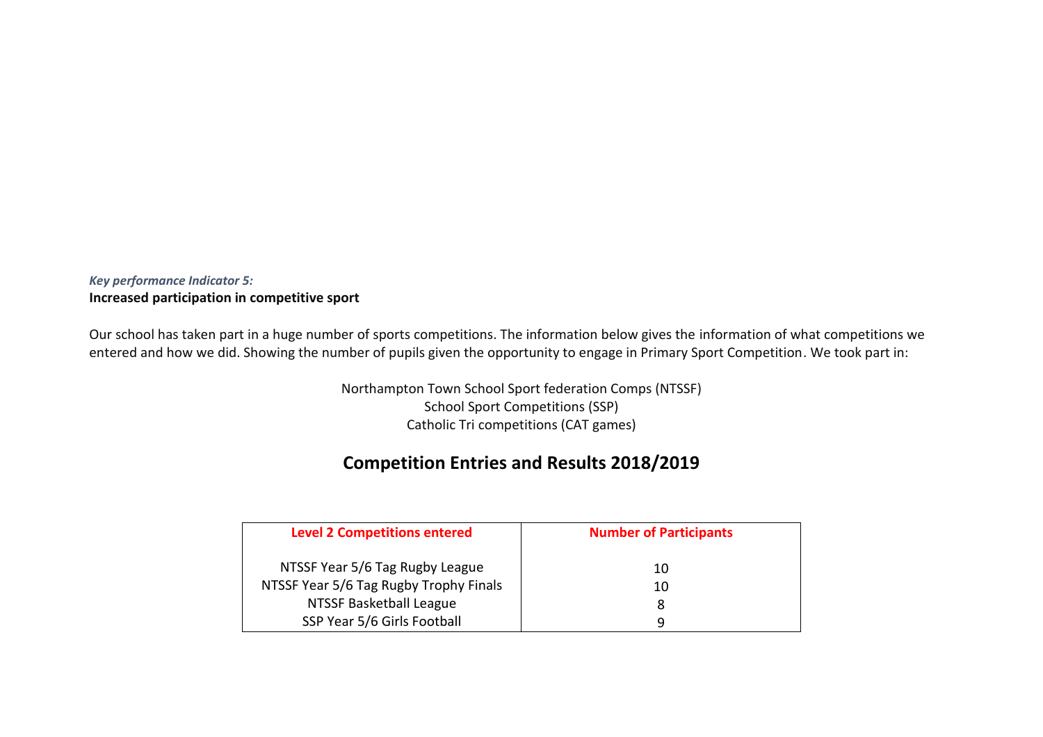*Key performance Indicator 5:*
**Increased participation in competitive sport**

Our school has taken part in a huge number of sports competitions. The information below gives the information of what competitions we entered and how we did. Showing the number of pupils given the opportunity to engage in Primary Sport Competition. We took part in:

Northampton Town School Sport federation Comps (NTSSF)
School Sport Competitions (SSP)
Catholic Tri competitions (CAT games)

## Competition Entries and Results 2018/2019

| Level 2 Competitions entered | Number of Participants |
|---|---|
| NTSSF Year 5/6 Tag Rugby League | 10 |
| NTSSF Year 5/6 Tag Rugby Trophy Finals | 10 |
| NTSSF Basketball League | 8 |
| SSP Year 5/6 Girls Football | 9 |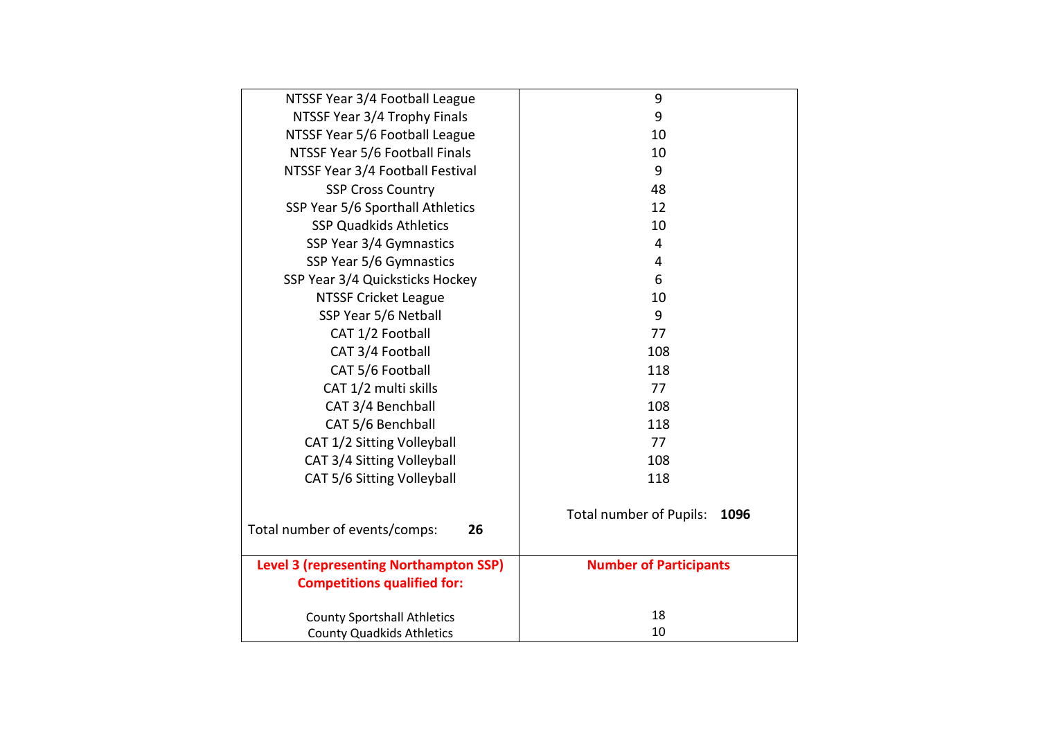| | |
|---|---|
| NTSSF Year 3/4 Football League | 9 |
| NTSSF Year 3/4 Trophy Finals | 9 |
| NTSSF Year 5/6 Football League | 10 |
| NTSSF Year 5/6 Football Finals | 10 |
| NTSSF Year 3/4 Football Festival | 9 |
| SSP Cross Country | 48 |
| SSP Year 5/6 Sporthall Athletics | 12 |
| SSP Quadkids Athletics | 10 |
| SSP Year 3/4 Gymnastics | 4 |
| SSP Year 5/6 Gymnastics | 4 |
| SSP Year 3/4 Quicksticks Hockey | 6 |
| NTSSF Cricket League | 10 |
| SSP Year 5/6 Netball | 9 |
| CAT 1/2 Football | 77 |
| CAT 3/4 Football | 108 |
| CAT 5/6 Football | 118 |
| CAT 1/2 multi skills | 77 |
| CAT 3/4 Benchball | 108 |
| CAT 5/6 Benchball | 118 |
| CAT 1/2 Sitting Volleyball | 77 |
| CAT 3/4 Sitting Volleyball | 108 |
| CAT 5/6 Sitting Volleyball | 118 |
| Total number of events/comps: **26** | Total number of Pupils: **1096** |
| **Level 3 (representing Northampton SSP) Competitions qualified for:** | **Number of Participants** |
| County Sportshall Athletics | 18 |
| County Quadkids Athletics | 10 |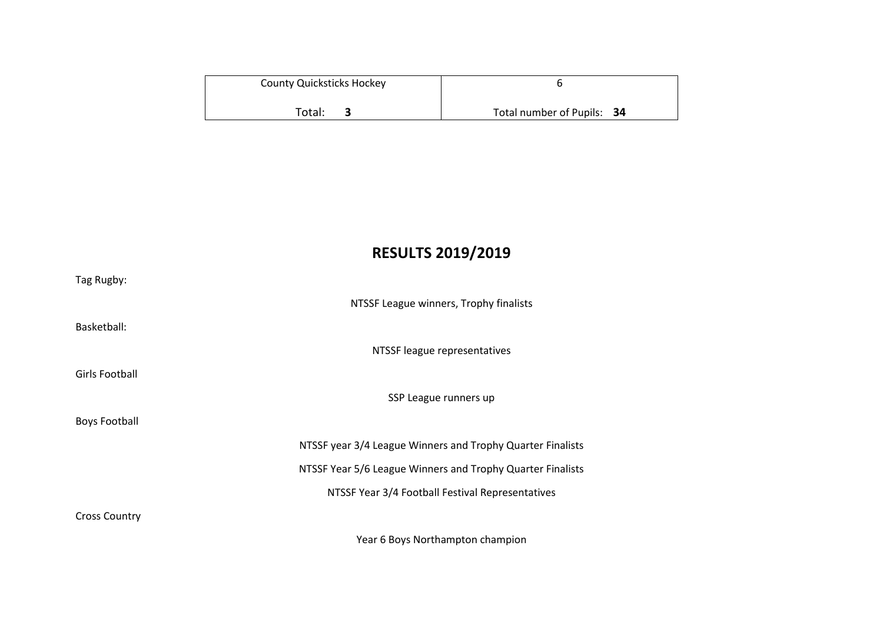| County Quicksticks Hockey | 6 |
|---|---|
| Total: **3** | Total number of Pupils: **34** |

## RESULTS 2019/2019

Tag Rugby:

NTSSF League winners, Trophy finalists

Basketball:

NTSSF league representatives

Girls Football

SSP League runners up

Boys Football

NTSSF year 3/4 League Winners and Trophy Quarter Finalists

NTSSF Year 5/6 League Winners and Trophy Quarter Finalists

NTSSF Year 3/4 Football Festival Representatives

Cross Country

Year 6 Boys Northampton champion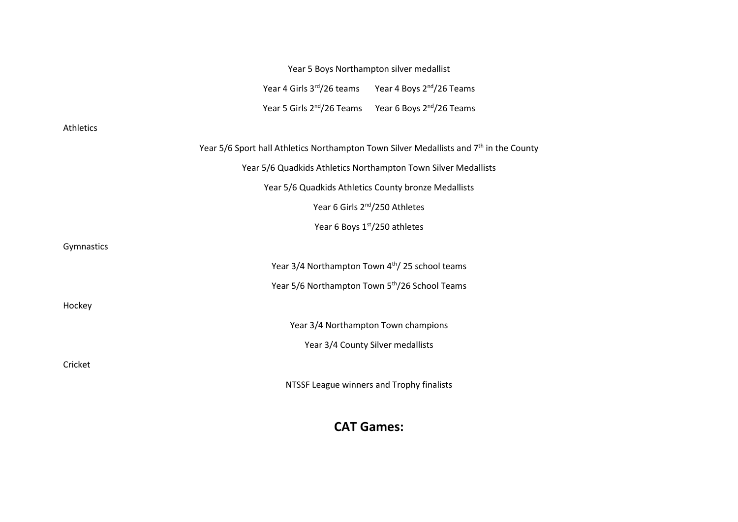Year 5 Boys Northampton silver medallist

Year 4 Girls 3rd/26 teams      Year 4 Boys 2nd/26 Teams

Year 5 Girls 2nd/26 Teams      Year 6 Boys 2nd/26 Teams

Athletics

Year 5/6 Sport hall Athletics Northampton Town Silver Medallists and 7th in the County

Year 5/6 Quadkids Athletics Northampton Town Silver Medallists

Year 5/6 Quadkids Athletics County bronze Medallists

Year 6 Girls 2nd/250 Athletes

Year 6 Boys 1st/250 athletes

Gymnastics

Year 3/4 Northampton Town 4th/ 25 school teams

Year 5/6 Northampton Town 5th/26 School Teams

Hockey

Year 3/4 Northampton Town champions

Year 3/4 County Silver medallists

Cricket

NTSSF League winners and Trophy finalists

## CAT Games: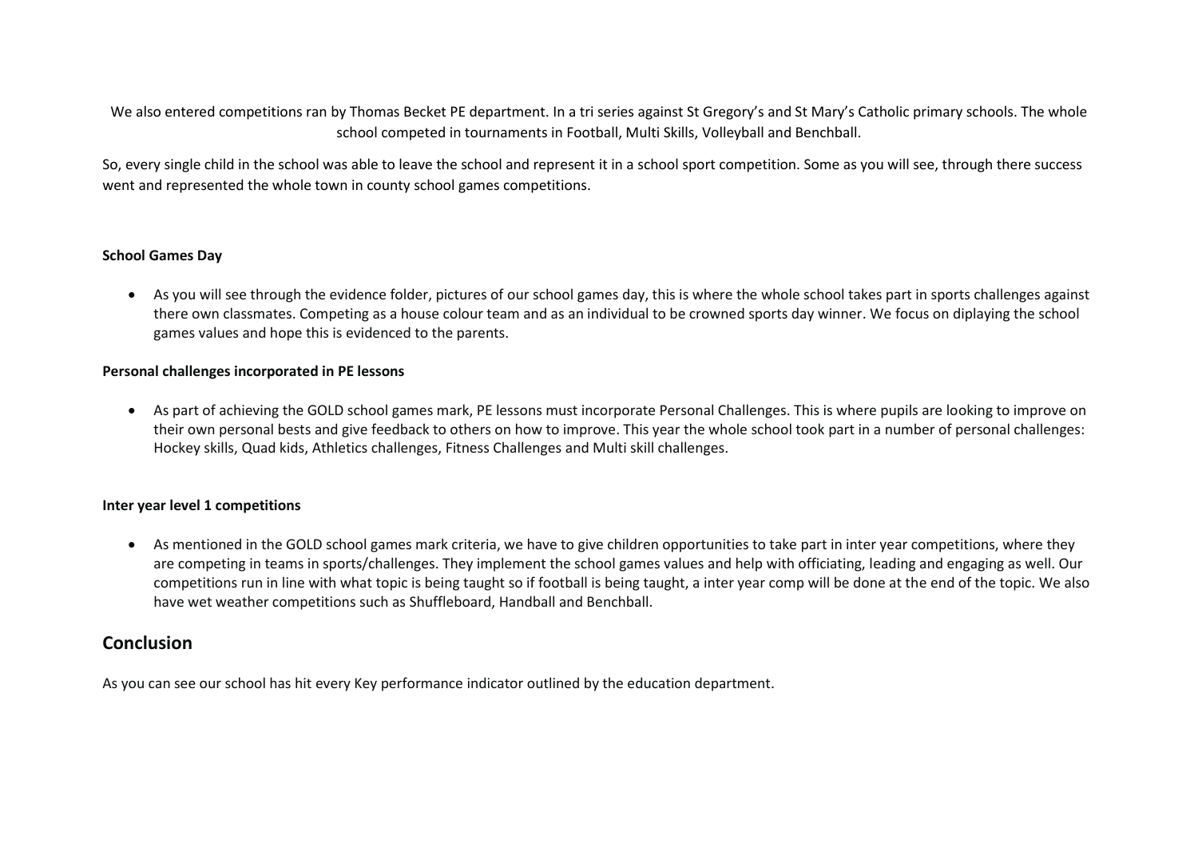We also entered competitions ran by Thomas Becket PE department. In a tri series against St Gregory's and St Mary's Catholic primary schools. The whole school competed in tournaments in Football, Multi Skills, Volleyball and Benchball.

So, every single child in the school was able to leave the school and represent it in a school sport competition. Some as you will see, through there success went and represented the whole town in county school games competitions.

**School Games Day**

- As you will see through the evidence folder, pictures of our school games day, this is where the whole school takes part in sports challenges against there own classmates. Competing as a house colour team and as an individual to be crowned sports day winner. We focus on diplaying the school games values and hope this is evidenced to the parents.

**Personal challenges incorporated in PE lessons**

- As part of achieving the GOLD school games mark, PE lessons must incorporate Personal Challenges. This is where pupils are looking to improve on their own personal bests and give feedback to others on how to improve. This year the whole school took part in a number of personal challenges: Hockey skills, Quad kids, Athletics challenges, Fitness Challenges and Multi skill challenges.

**Inter year level 1 competitions**

- As mentioned in the GOLD school games mark criteria, we have to give children opportunities to take part in inter year competitions, where they are competing in teams in sports/challenges. They implement the school games values and help with officiating, leading and engaging as well. Our competitions run in line with what topic is being taught so if football is being taught, a inter year comp will be done at the end of the topic. We also have wet weather competitions such as Shuffleboard, Handball and Benchball.

## Conclusion

As you can see our school has hit every Key performance indicator outlined by the education department.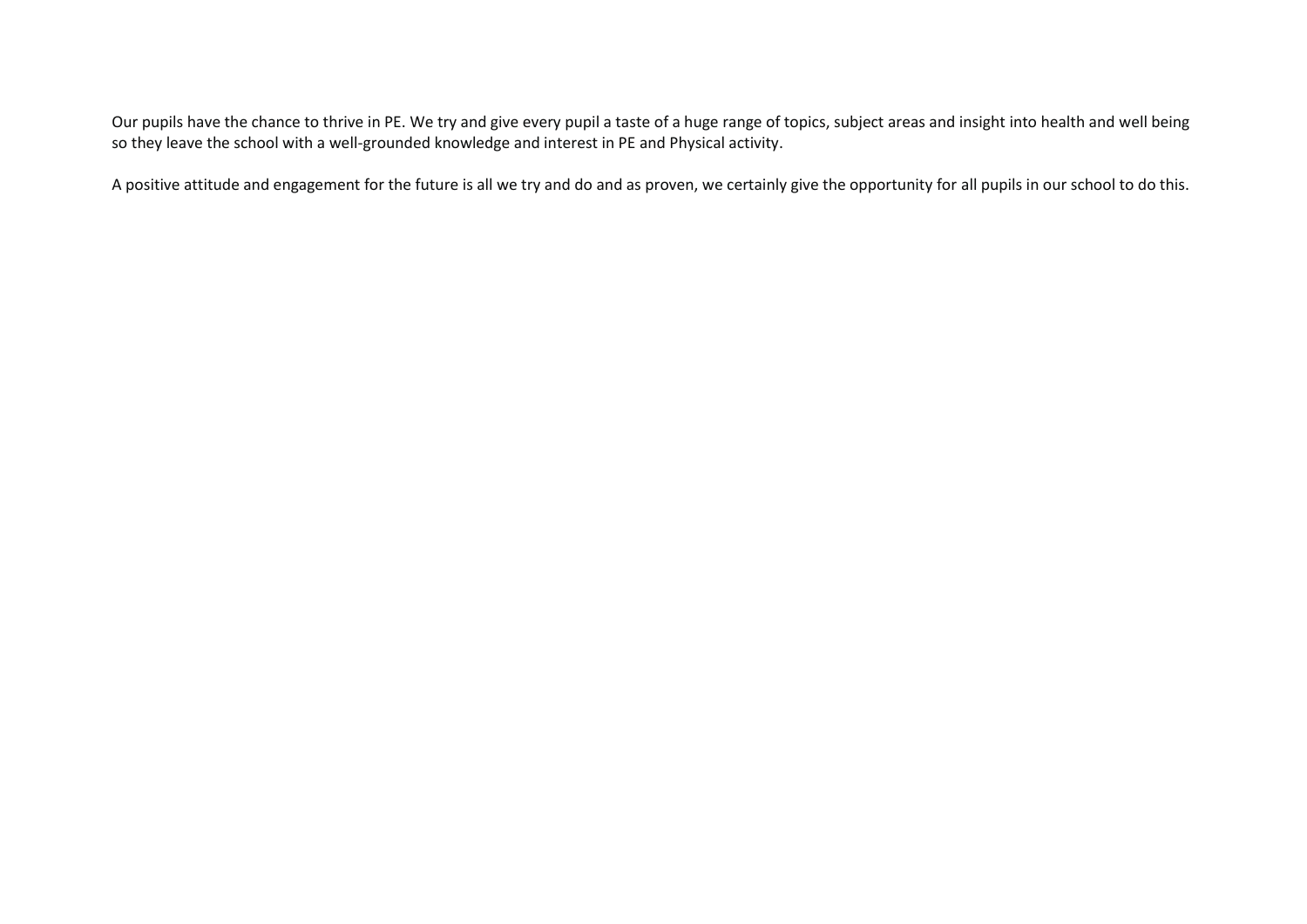Our pupils have the chance to thrive in PE. We try and give every pupil a taste of a huge range of topics, subject areas and insight into health and well being so they leave the school with a well-grounded knowledge and interest in PE and Physical activity.

A positive attitude and engagement for the future is all we try and do and as proven, we certainly give the opportunity for all pupils in our school to do this.